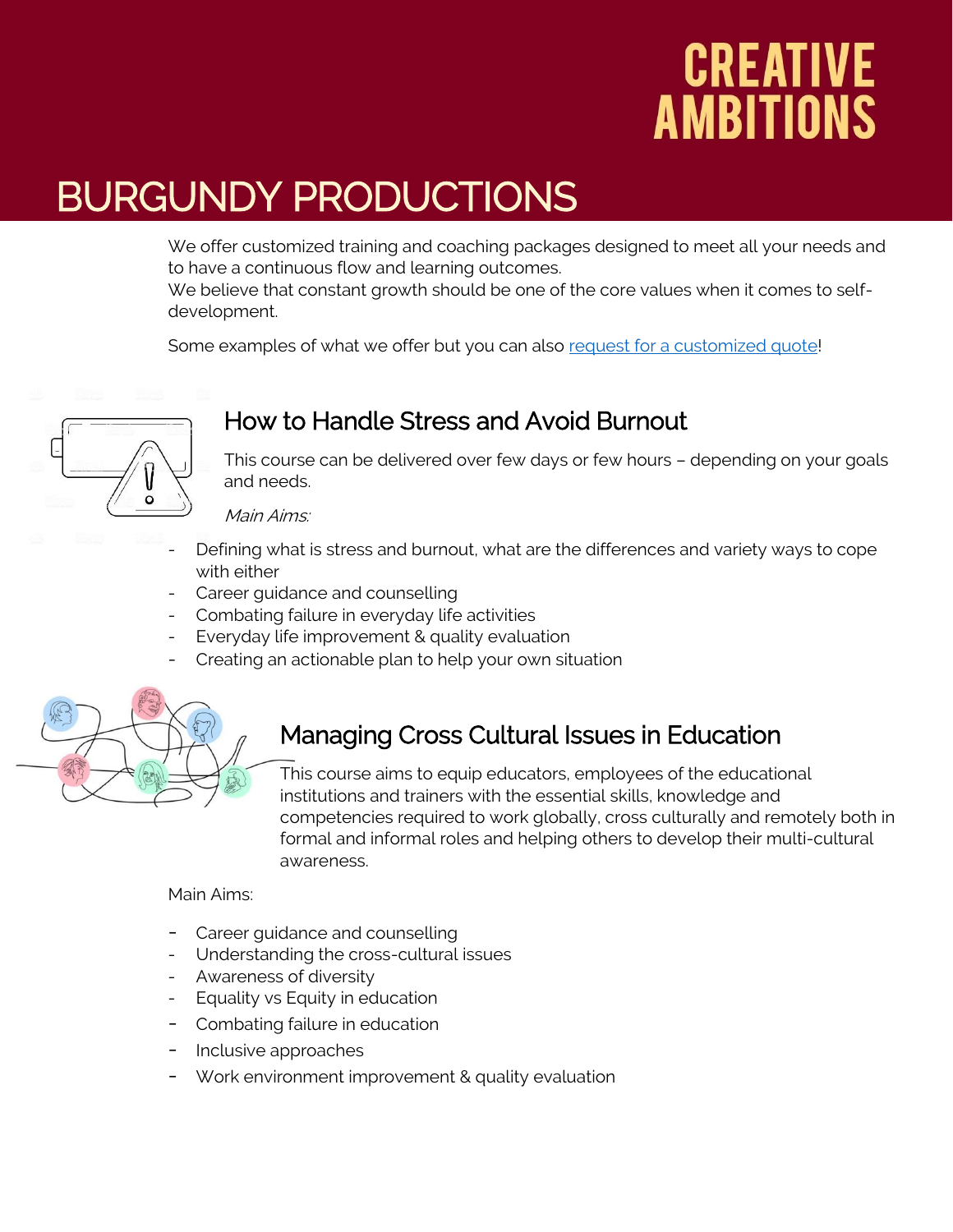# CREATIVE AMBITIONS

# BURGUNDY PRODUCTIONS

We offer customized training and coaching packages designed to meet all your needs and to have a continuous flow and learning outcomes.
We believe that constant growth should be one of the core values when it comes to self-development.

Some examples of what we offer but you can also [request for a customized quote]!

## How to Handle Stress and Avoid Burnout

This course can be delivered over few days or few hours – depending on your goals and needs.

*Main Aims:*

- Defining what is stress and burnout, what are the differences and variety ways to cope with either
- Career guidance and counselling
- Combating failure in everyday life activities
- Everyday life improvement & quality evaluation
- Creating an actionable plan to help your own situation

## Managing Cross Cultural Issues in Education

This course aims to equip educators, employees of the educational institutions and trainers with the essential skills, knowledge and competencies required to work globally, cross culturally and remotely both in formal and informal roles and helping others to develop their multi-cultural awareness.

Main Aims:

- Career guidance and counselling
- Understanding the cross-cultural issues
- Awareness of diversity
- Equality vs Equity in education
- Combating failure in education
- Inclusive approaches
- Work environment improvement & quality evaluation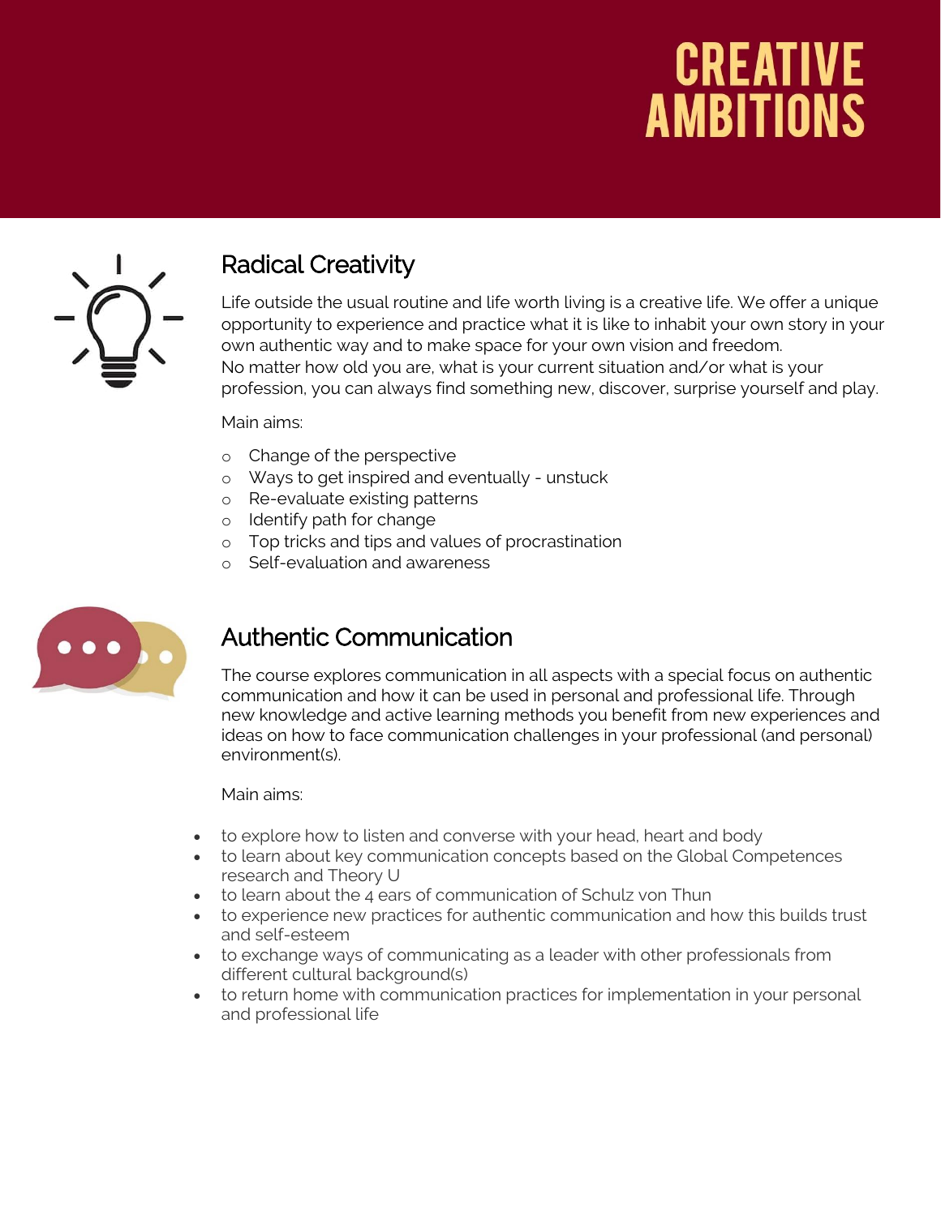# CREATIVE AMBITIONS

## Radical Creativity

Life outside the usual routine and life worth living is a creative life. We offer a unique opportunity to experience and practice what it is like to inhabit your own story in your own authentic way and to make space for your own vision and freedom.
No matter how old you are, what is your current situation and/or what is your profession, you can always find something new, discover, surprise yourself and play.

Main aims:

- Change of the perspective
- Ways to get inspired and eventually - unstuck
- Re-evaluate existing patterns
- Identify path for change
- Top tricks and tips and values of procrastination
- Self-evaluation and awareness

## Authentic Communication

The course explores communication in all aspects with a special focus on authentic communication and how it can be used in personal and professional life. Through new knowledge and active learning methods you benefit from new experiences and ideas on how to face communication challenges in your professional (and personal) environment(s).

Main aims:

- to explore how to listen and converse with your head, heart and body
- to learn about key communication concepts based on the Global Competences research and Theory U
- to learn about the 4 ears of communication of Schulz von Thun
- to experience new practices for authentic communication and how this builds trust and self-esteem
- to exchange ways of communicating as a leader with other professionals from different cultural background(s)
- to return home with communication practices for implementation in your personal and professional life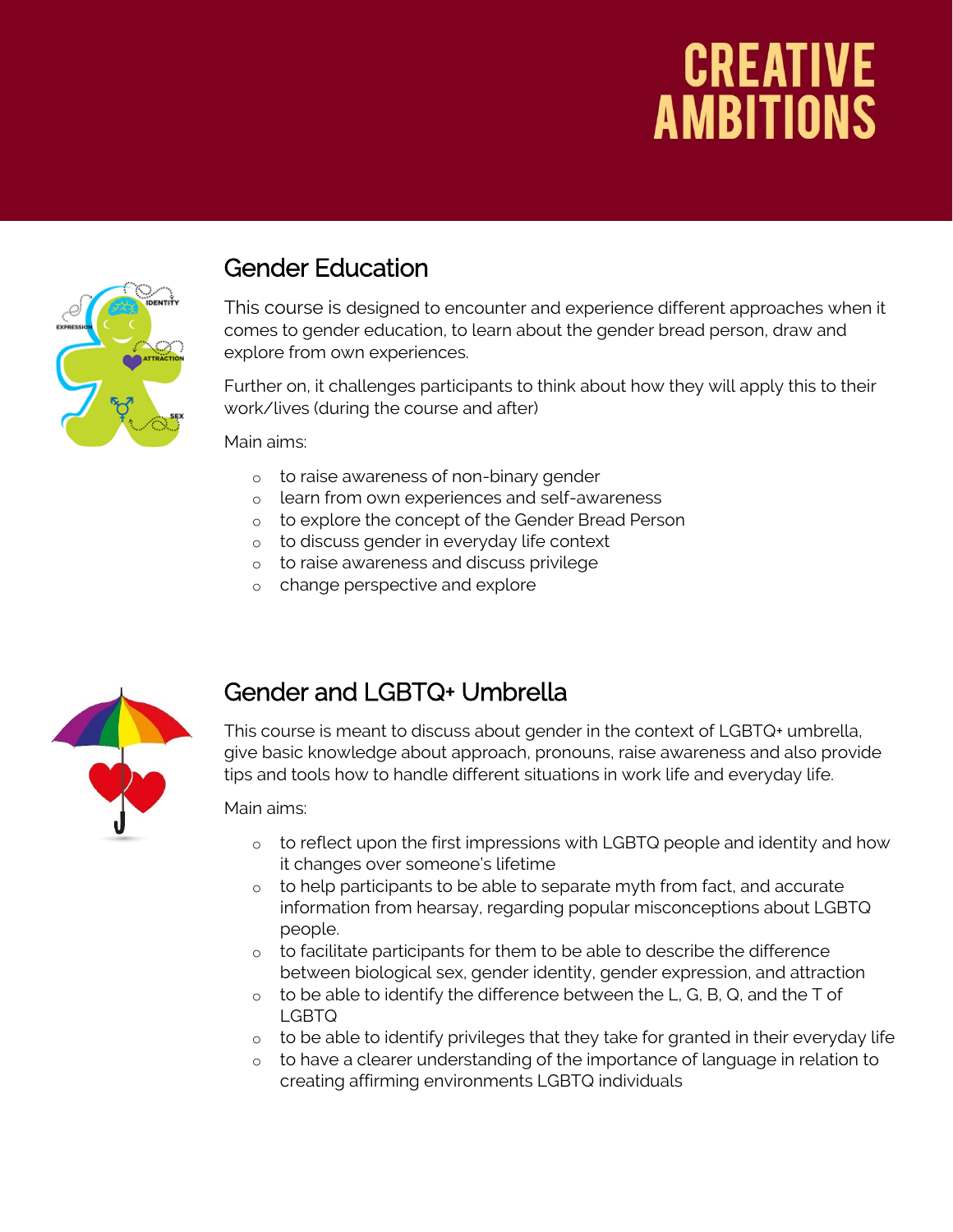# CREATIVE AMBITIONS

## Gender Education

This course is designed to encounter and experience different approaches when it comes to gender education, to learn about the gender bread person, draw and explore from own experiences.

Further on, it challenges participants to think about how they will apply this to their work/lives (during the course and after)

Main aims:

- to raise awareness of non-binary gender
- learn from own experiences and self-awareness
- to explore the concept of the Gender Bread Person
- to discuss gender in everyday life context
- to raise awareness and discuss privilege
- change perspective and explore

## Gender and LGBTQ+ Umbrella

This course is meant to discuss about gender in the context of LGBTQ+ umbrella, give basic knowledge about approach, pronouns, raise awareness and also provide tips and tools how to handle different situations in work life and everyday life.

Main aims:

- to reflect upon the first impressions with LGBTQ people and identity and how it changes over someone's lifetime
- to help participants to be able to separate myth from fact, and accurate information from hearsay, regarding popular misconceptions about LGBTQ people.
- to facilitate participants for them to be able to describe the difference between biological sex, gender identity, gender expression, and attraction
- to be able to identify the difference between the L, G, B, Q, and the T of LGBTQ
- to be able to identify privileges that they take for granted in their everyday life
- to have a clearer understanding of the importance of language in relation to creating affirming environments LGBTQ individuals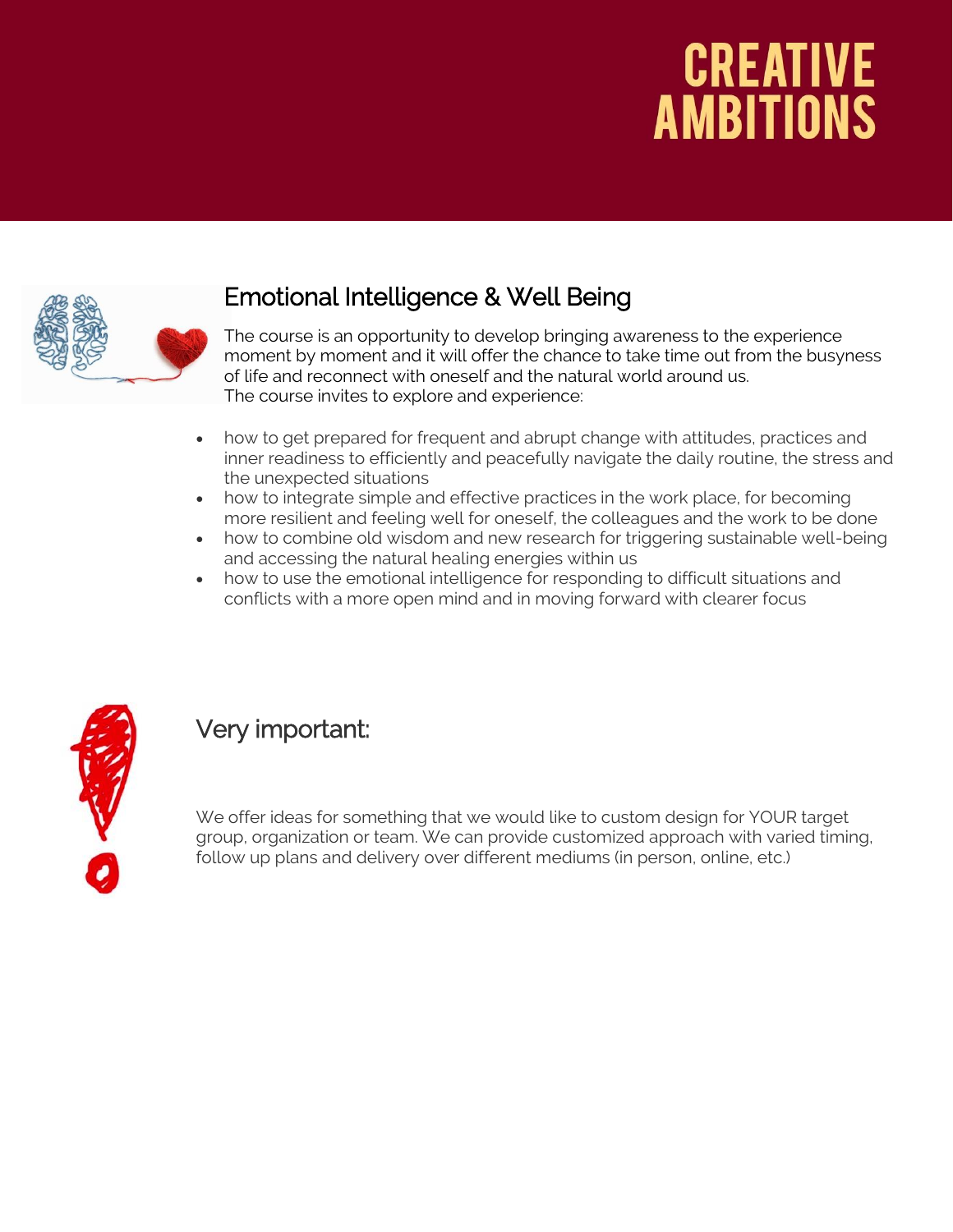# CREATIVE AMBITIONS

## Emotional Intelligence & Well Being

The course is an opportunity to develop bringing awareness to the experience moment by moment and it will offer the chance to take time out from the busyness of life and reconnect with oneself and the natural world around us.
The course invites to explore and experience:

- how to get prepared for frequent and abrupt change with attitudes, practices and inner readiness to efficiently and peacefully navigate the daily routine, the stress and the unexpected situations
- how to integrate simple and effective practices in the work place, for becoming more resilient and feeling well for oneself, the colleagues and the work to be done
- how to combine old wisdom and new research for triggering sustainable well-being and accessing the natural healing energies within us
- how to use the emotional intelligence for responding to difficult situations and conflicts with a more open mind and in moving forward with clearer focus

## Very important:

We offer ideas for something that we would like to custom design for YOUR target group, organization or team. We can provide customized approach with varied timing, follow up plans and delivery over different mediums (in person, online, etc.)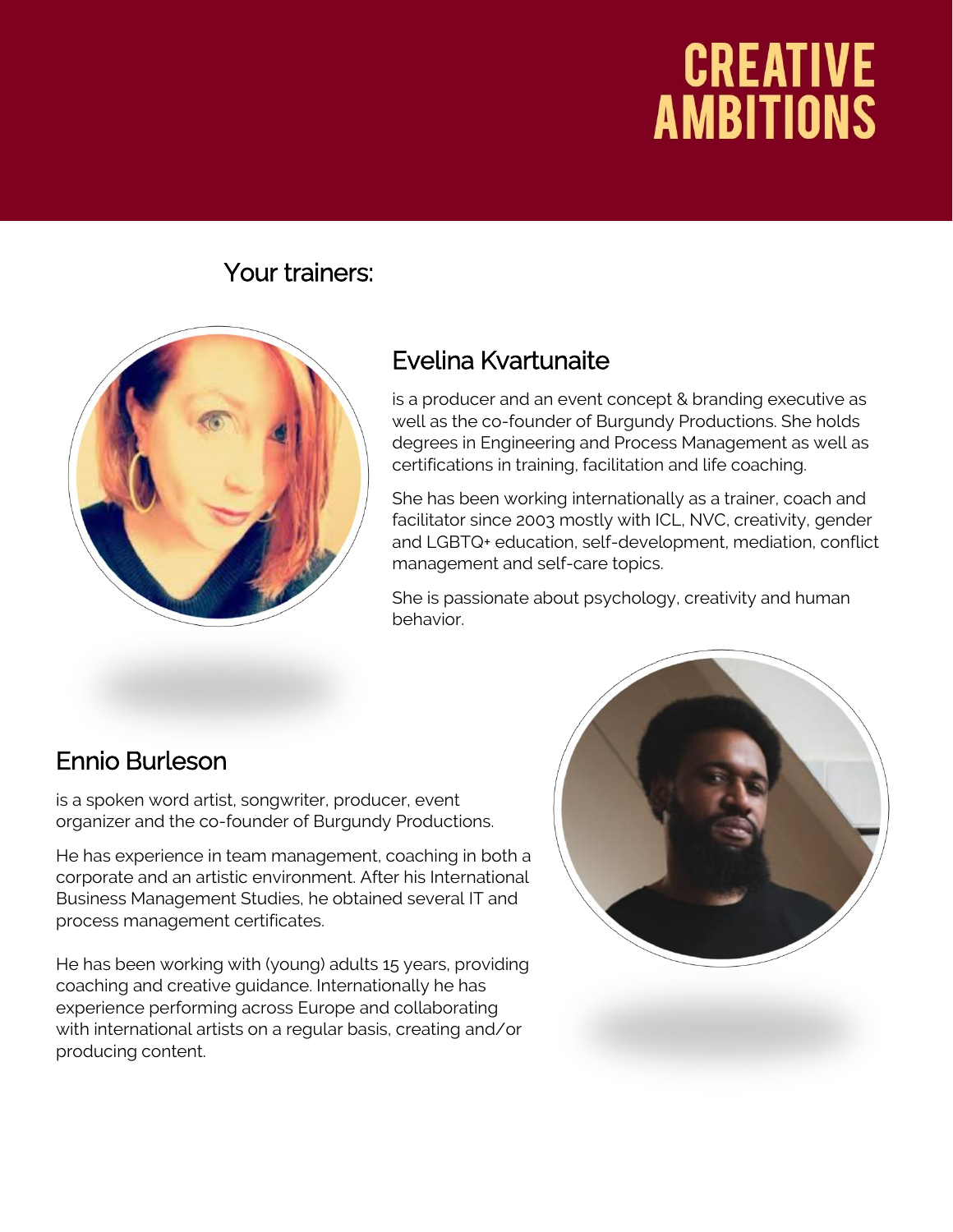# CREATIVE AMBITIONS

## Your trainers:

### Evelina Kvartunaite

is a producer and an event concept & branding executive as well as the co-founder of Burgundy Productions. She holds degrees in Engineering and Process Management as well as certifications in training, facilitation and life coaching.

She has been working internationally as a trainer, coach and facilitator since 2003 mostly with ICL, NVC, creativity, gender and LGBTQ+ education, self-development, mediation, conflict management and self-care topics.

She is passionate about psychology, creativity and human behavior.

### Ennio Burleson

is a spoken word artist, songwriter, producer, event organizer and the co-founder of Burgundy Productions.

He has experience in team management, coaching in both a corporate and an artistic environment. After his International Business Management Studies, he obtained several IT and process management certificates.

He has been working with (young) adults 15 years, providing coaching and creative guidance. Internationally he has experience performing across Europe and collaborating with international artists on a regular basis, creating and/or producing content.